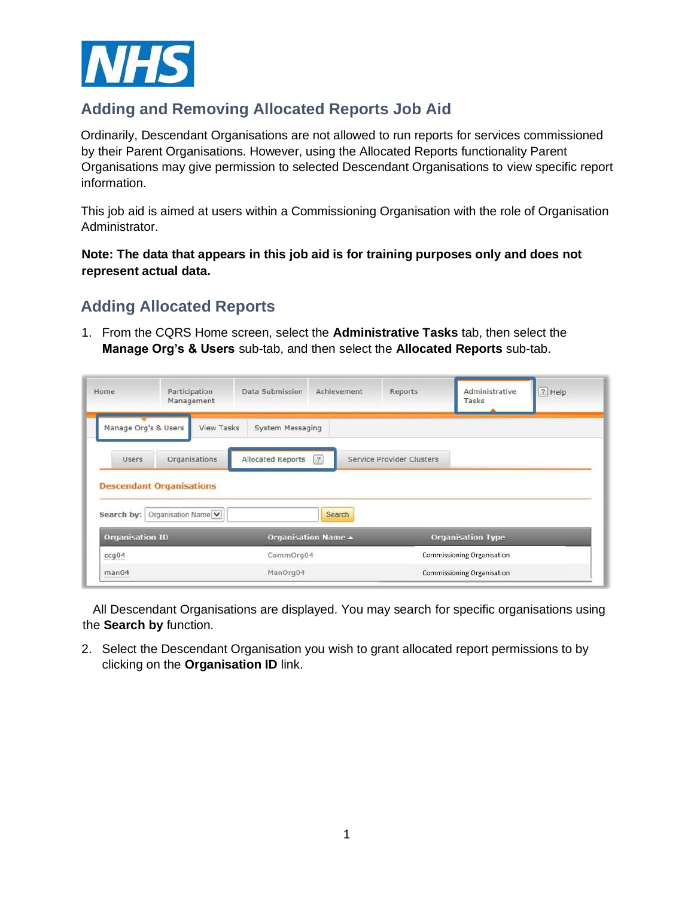# Adding and Removing Allocated Reports Job Aid

Ordinarily, Descendant Organisations are not allowed to run reports for services commissioned by their Parent Organisations. However, using the Allocated Reports functionality Parent Organisations may give permission to selected Descendant Organisations to view specific report information.

This job aid is aimed at users within a Commissioning Organisation with the role of Organisation Administrator.

**Note: The data that appears in this job aid is for training purposes only and does not represent actual data.**

## Adding Allocated Reports

1. From the CQRS Home screen, select the **Administrative Tasks** tab, then select the **Manage Org's & Users** sub-tab, and then select the **Allocated Reports** sub-tab.

All Descendant Organisations are displayed. You may search for specific organisations using the **Search by** function.

2. Select the Descendant Organisation you wish to grant allocated report permissions to by clicking on the **Organisation ID** link.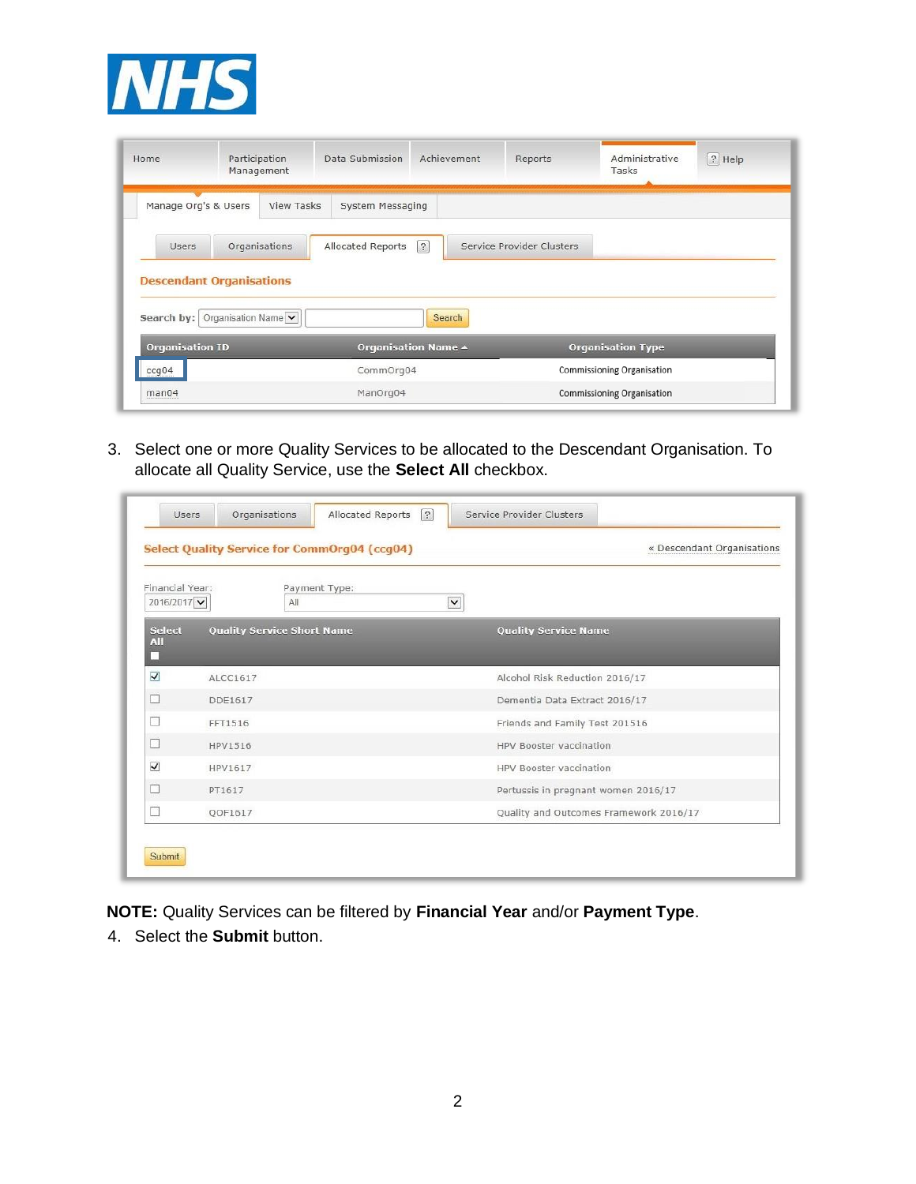3. Select one or more Quality Services to be allocated to the Descendant Organisation. To allocate all Quality Service, use the **Select All** checkbox.

**NOTE:** Quality Services can be filtered by **Financial Year** and/or **Payment Type**.

4. Select the **Submit** button.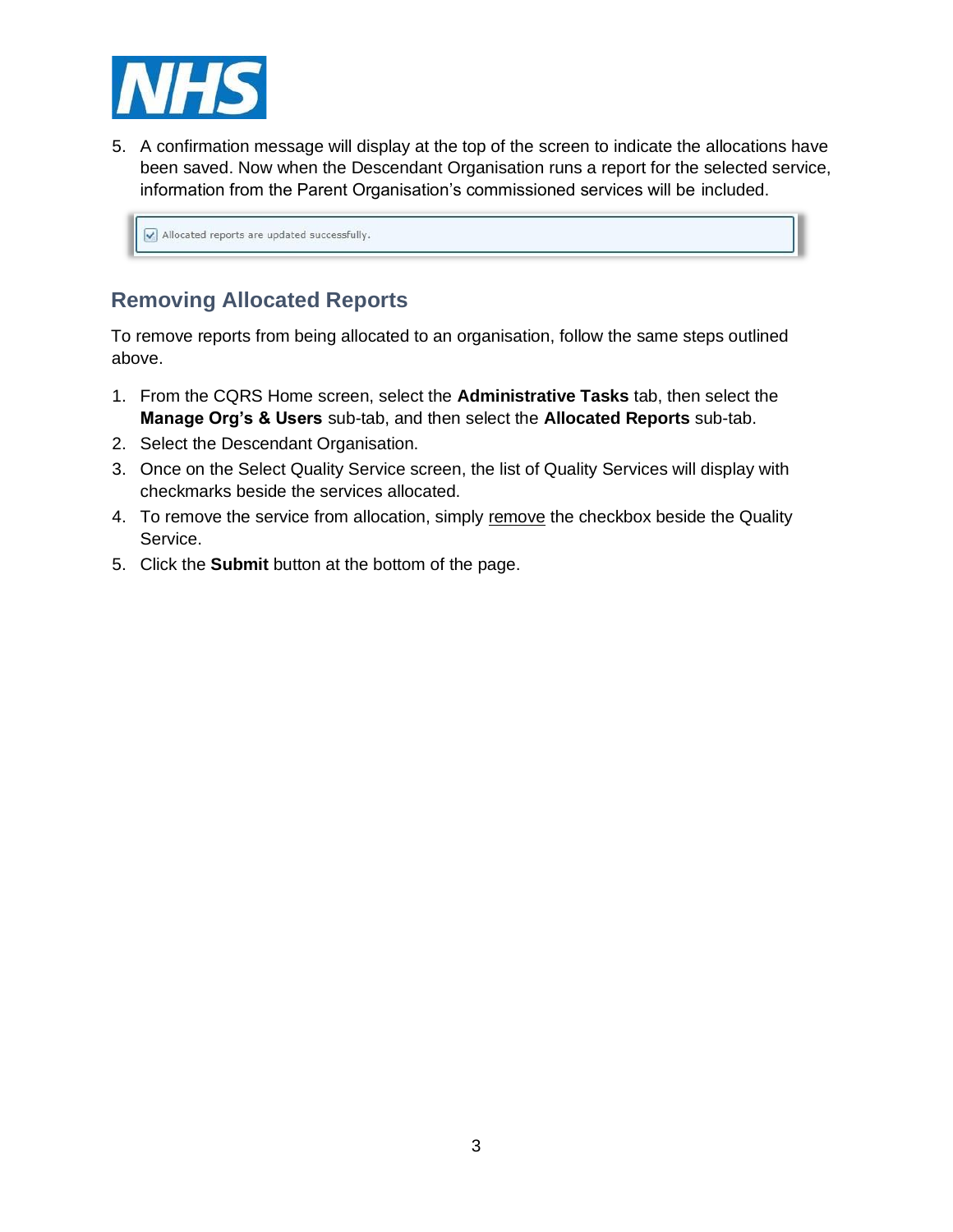5. A confirmation message will display at the top of the screen to indicate the allocations have been saved. Now when the Descendant Organisation runs a report for the selected service, information from the Parent Organisation's commissioned services will be included.

Allocated reports are updated successfully.

## Removing Allocated Reports

To remove reports from being allocated to an organisation, follow the same steps outlined above.

1. From the CQRS Home screen, select the **Administrative Tasks** tab, then select the **Manage Org's & Users** sub-tab, and then select the **Allocated Reports** sub-tab.
2. Select the Descendant Organisation.
3. Once on the Select Quality Service screen, the list of Quality Services will display with checkmarks beside the services allocated.
4. To remove the service from allocation, simply <u>remove</u> the checkbox beside the Quality Service.
5. Click the **Submit** button at the bottom of the page.